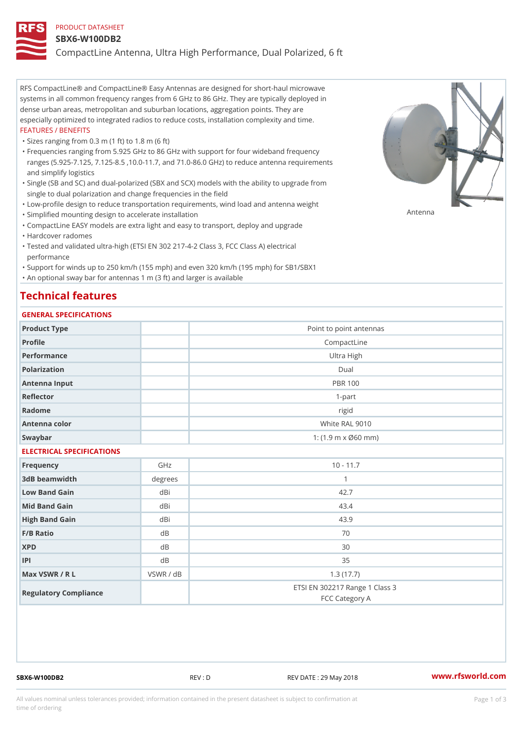PRODUCT DATASHEET

# SBX6-W100DB2

## CompactLine Antenna, Ultra High Performance, Dual Polarized, 6 ft

RFS CompactLine® and CompactLine® Easy Antennas are designed for short-haul microwave systems in all common frequency ranges from 6 GHz to 86 GHz. They are typically deployed in dense urban areas, metropolitan and suburban locations, aggregation points. They are especially optimized to integrated radios to reduce costs, installation complexity and time.

FEATURES / BENEFITS

- Sizes ranging from 0.3 m (1 ft) to 1.8 m (6 ft)
- Frequencies ranging from 5.925 GHz to 86 GHz with support for four wideband frequency ranges (5.925-7.125, 7.125-8.5 ,10.0-11.7, and 71.0-86.0 GHz) to reduce antenna requirements and simplify logistics
- Single (SB and SC) and dual-polarized (SBX and SCX) models with the ability to upgrade from single to dual polarization and change frequencies in the field
- Low-profile design to reduce transportation requirements, wind load and antenna weight
- Simplified mounting design to accelerate installation
- CompactLine EASY models are extra light and easy to transport, deploy and upgrade
- Hardcover radomes
- Tested and validated ultra-high (ETSI EN 302 217-4-2 Class 3, FCC Class A) electrical performance
- Support for winds up to 250 km/h (155 mph) and even 320 km/h (195 mph) for SB1/SBX1
- An optional sway bar for antennas 1 m (3 ft) and larger is available

Antenna

## Technical features

### GENERAL SPECIFICATIONS

| | | |
|---|---|---|
| Product Type | | Point to point antennas |
| Profile | | CompactLine |
| Performance | | Ultra High |
| Polarization | | Dual |
| Antenna Input | | PBR 100 |
| Reflector | | 1-part |
| Radome | | rigid |
| Antenna color | | White RAL 9010 |
| Swaybar | | 1: (1.9 m x Ø60 mm) |

### ELECTRICAL SPECIFICATIONS

| | | |
|---|---|---|
| Frequency | GHz | 10 - 11.7 |
| 3dB beamwidth | degrees | 1 |
| Low Band Gain | dBi | 42.7 |
| Mid Band Gain | dBi | 43.4 |
| High Band Gain | dBi | 43.9 |
| F/B Ratio | dB | 70 |
| XPD | dB | 30 |
| IPI | dB | 35 |
| Max VSWR / R L | VSWR / dB | 1.3 (17.7) |
| Regulatory Compliance | | ETSI EN 302217 Range 1 Class 3<br>FCC Category A |

SBX6-W100DB2 REV : D REV DATE : 29 May 2018 www.rfsworld.com

All values nominal unless tolerances provided; information contained in the present datasheet is subject to confirmation at time of ordering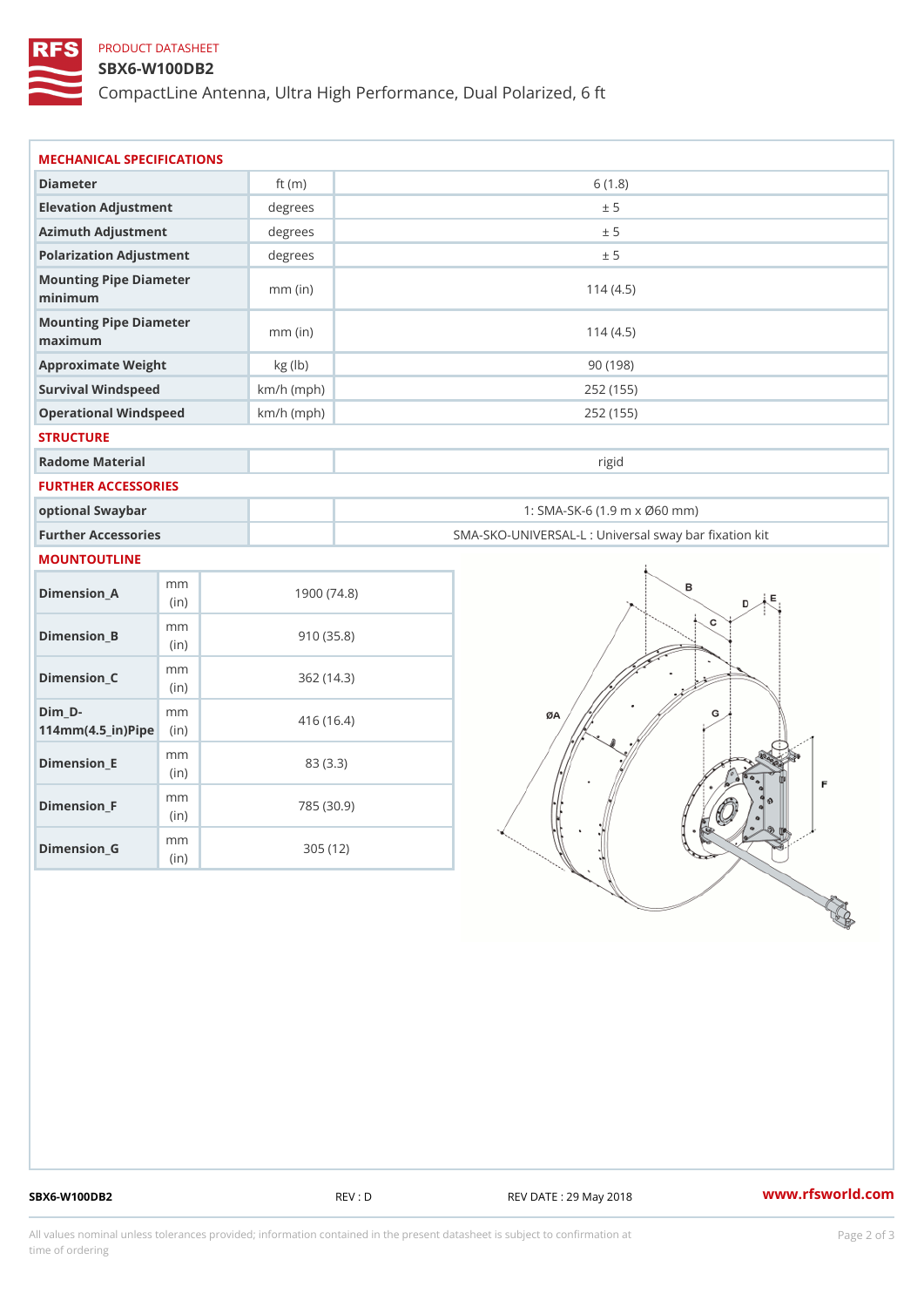PRODUCT DATASHEET

# SBX6-W100DB2

CompactLine Antenna, Ultra High Performance, Dual Polarized, 6 ft

## MECHANICAL SPECIFICATIONS

| | | |
|---|---|---|
| Diameter | ft (m) | 6 (1.8) |
| Elevation Adjustment | degrees | ± 5 |
| Azimuth Adjustment | degrees | ± 5 |
| Polarization Adjustment | degrees | ± 5 |
| Mounting Pipe Diameter minimum | mm (in) | 114 (4.5) |
| Mounting Pipe Diameter maximum | mm (in) | 114 (4.5) |
| Approximate Weight | kg (lb) | 90 (198) |
| Survival Windspeed | km/h (mph) | 252 (155) |
| Operational Windspeed | km/h (mph) | 252 (155) |

## STRUCTURE

| | | |
|---|---|---|
| Radome Material | | rigid |

## FURTHER ACCESSORIES

| | | |
|---|---|---|
| optional Swaybar | | 1: SMA-SK-6 (1.9 m x Ø60 mm) |
| Further Accessories | | SMA-SKO-UNIVERSAL-L : Universal sway bar fixation kit |

## MOUNTOUTLINE

| | | |
|---|---|---|
| Dimension_A | mm (in) | 1900 (74.8) |
| Dimension_B | mm (in) | 910 (35.8) |
| Dimension_C | mm (in) | 362 (14.3) |
| Dim_D-114mm(4.5_in)Pipe | mm (in) | 416 (16.4) |
| Dimension_E | mm (in) | 83 (3.3) |
| Dimension_F | mm (in) | 785 (30.9) |
| Dimension_G | mm (in) | 305 (12) |

SBX6-W100DB2 REV : D REV DATE : 29 May 2018 www.rfsworld.com

All values nominal unless tolerances provided; information contained in the present datasheet is subject to confirmation at time of ordering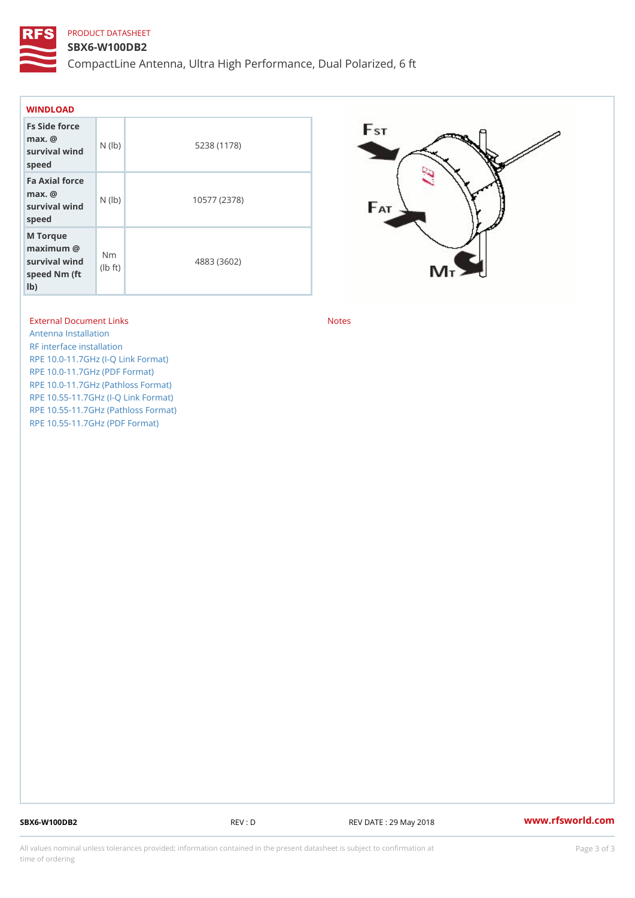## WINDLOAD

| | | |
|---|---|---|
| Fs Side force max. @ survival wind speed | N (lb) | 5238 (1178) |
| Fa Axial force max. @ survival wind speed | N (lb) | 10577 (2378) |
| M Torque maximum @ survival wind speed Nm (ft lb) | Nm (lb ft) | 4883 (3602) |

FST

FAT

MT

### External Document Links

Antenna Installation

RF interface installation

RPE 10.0-11.7GHz (I-Q Link Format)

RPE 10.0-11.7GHz (PDF Format)

RPE 10.0-11.7GHz (Pathloss Format)

RPE 10.55-11.7GHz (I-Q Link Format)

RPE 10.55-11.7GHz (Pathloss Format)

RPE 10.55-11.7GHz (PDF Format)

### Notes

SBX6-W100DB2 REV : D REV DATE : 29 May 2018 www.rfsworld.com

All values nominal unless tolerances provided; information contained in the present datasheet is subject to confirmation at time of ordering